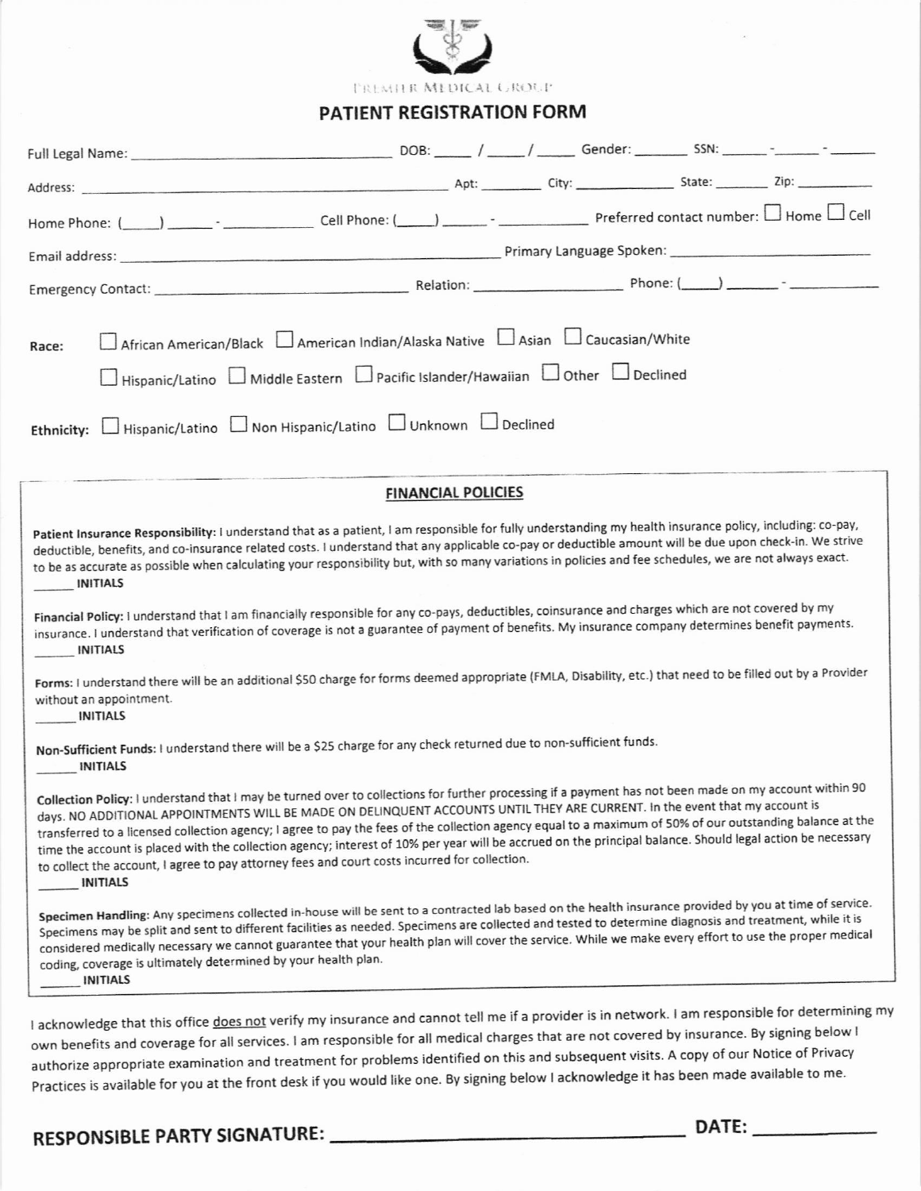PREMIER MEDICAL GROUP

# PATIENT REGISTRATION FORM

Full Legal Name: ______________________________ DOB: _____ / _____ / _____ Gender: _______ SSN: ______ - ______ - ______

Address: ______________________________________________ Apt: _________ City: _____________ State: _______ Zip: __________

Home Phone: (_____) ______ - ___________ Cell Phone: (_____) ______ - ___________ Preferred contact number: ☐ Home ☐ Cell

Email address: ______________________________________________ Primary Language Spoken: ______________________

Emergency Contact: ______________________________ Relation: _________________ Phone: (_____) _______ - ___________

**Race:** ☐ African American/Black ☐ American Indian/Alaska Native ☐ Asian ☐ Caucasian/White ☐ Hispanic/Latino ☐ Middle Eastern ☐ Pacific Islander/Hawaiian ☐ Other ☐ Declined

**Ethnicity:** ☐ Hispanic/Latino ☐ Non Hispanic/Latino ☐ Unknown ☐ Declined

## FINANCIAL POLICIES

**Patient Insurance Responsibility:** I understand that as a patient, I am responsible for fully understanding my health insurance policy, including: co-pay, deductible, benefits, and co-insurance related costs. I understand that any applicable co-pay or deductible amount will be due upon check-in. We strive to be as accurate as possible when calculating your responsibility but, with so many variations in policies and fee schedules, we are not always exact.
______ **INITIALS**

**Financial Policy:** I understand that I am financially responsible for any co-pays, deductibles, coinsurance and charges which are not covered by my insurance. I understand that verification of coverage is not a guarantee of payment of benefits. My insurance company determines benefit payments.
______ **INITIALS**

**Forms:** I understand there will be an additional $50 charge for forms deemed appropriate (FMLA, Disability, etc.) that need to be filled out by a Provider without an appointment.
______ **INITIALS**

**Non-Sufficient Funds:** I understand there will be a $25 charge for any check returned due to non-sufficient funds.
______ **INITIALS**

**Collection Policy:** I understand that I may be turned over to collections for further processing if a payment has not been made on my account within 90 days. NO ADDITIONAL APPOINTMENTS WILL BE MADE ON DELINQUENT ACCOUNTS UNTIL THEY ARE CURRENT. In the event that my account is transferred to a licensed collection agency; I agree to pay the fees of the collection agency equal to a maximum of 50% of our outstanding balance at the time the account is placed with the collection agency; interest of 10% per year will be accrued on the principal balance. Should legal action be necessary to collect the account, I agree to pay attorney fees and court costs incurred for collection.
______ **INITIALS**

**Specimen Handling:** Any specimens collected in-house will be sent to a contracted lab based on the health insurance provided by you at time of service. Specimens may be split and sent to different facilities as needed. Specimens are collected and tested to determine diagnosis and treatment, while it is considered medically necessary we cannot guarantee that your health plan will cover the service. While we make every effort to use the proper medical coding, coverage is ultimately determined by your health plan.
______ **INITIALS**

I acknowledge that this office does not verify my insurance and cannot tell me if a provider is in network. I am responsible for determining my own benefits and coverage for all services. I am responsible for all medical charges that are not covered by insurance. By signing below I authorize appropriate examination and treatment for problems identified on this and subsequent visits. A copy of our Notice of Privacy Practices is available for you at the front desk if you would like one. By signing below I acknowledge it has been made available to me.

**RESPONSIBLE PARTY SIGNATURE:** ________________________________ **DATE:** ____________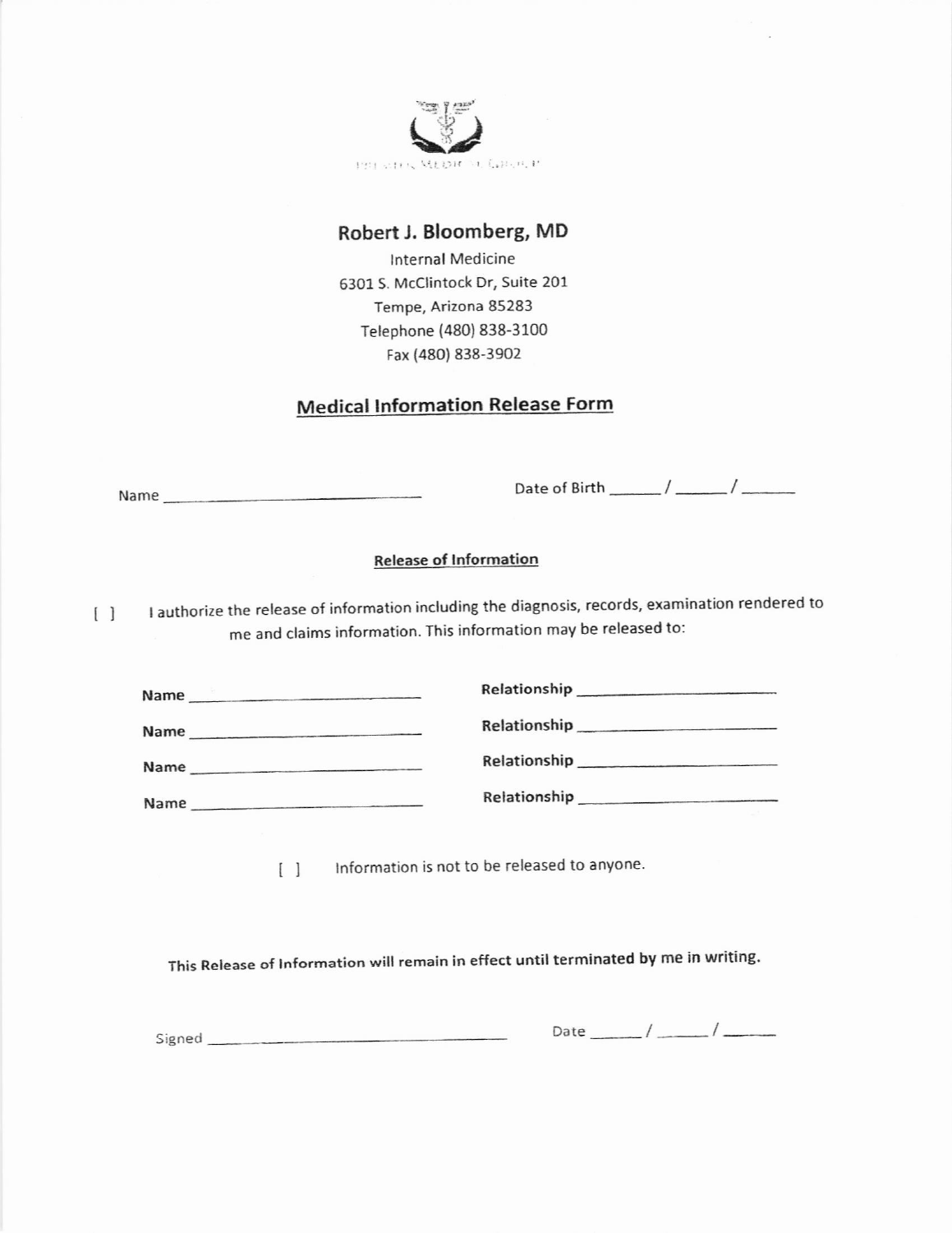# Robert J. Bloomberg, MD

Internal Medicine
6301 S. McClintock Dr, Suite 201
Tempe, Arizona 85283
Telephone (480) 838-3100
Fax (480) 838-3902

## Medical Information Release Form

Name ______________________________ Date of Birth ______ / ______ / ______

### Release of Information

[ ] I authorize the release of information including the diagnosis, records, examination rendered to me and claims information. This information may be released to:

**Name** ______________________________ **Relationship** ______________________________

**Name** ______________________________ **Relationship** ______________________________

**Name** ______________________________ **Relationship** ______________________________

**Name** ______________________________ **Relationship** ______________________________

[ ] Information is not to be released to anyone.

**This Release of Information will remain in effect until terminated by me in writing.**

Signed ______________________________ Date ______ / ______ / ______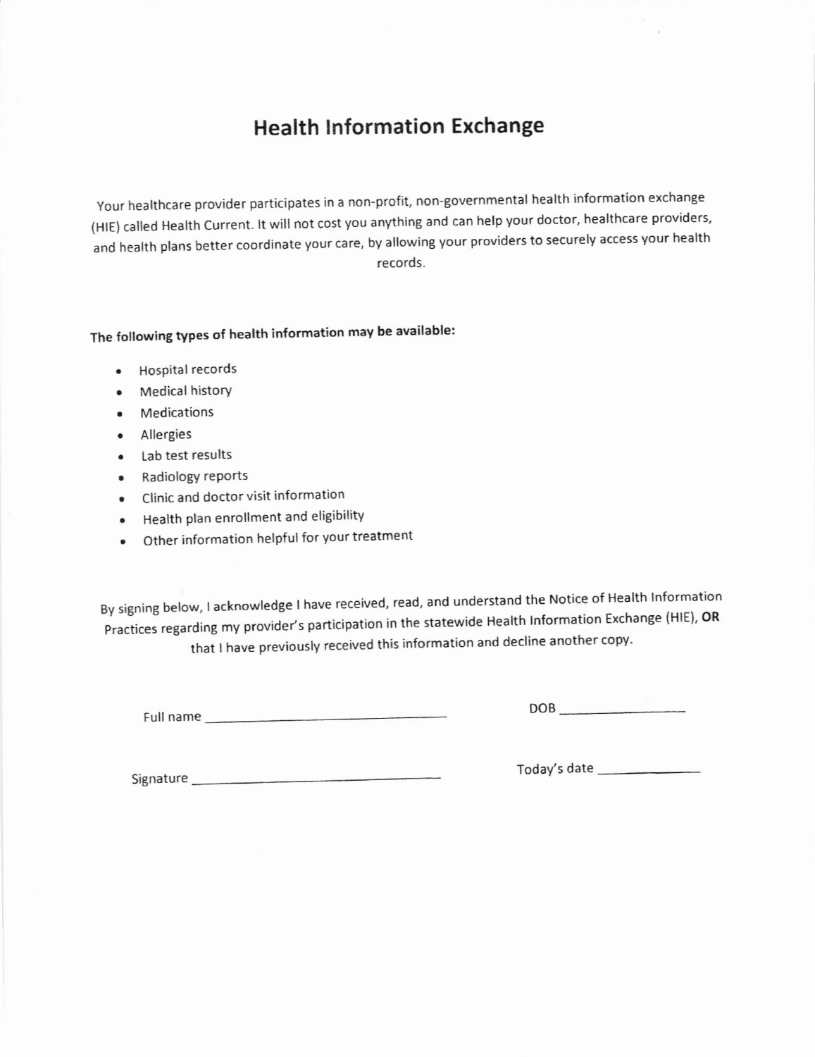# Health Information Exchange

Your healthcare provider participates in a non-profit, non-governmental health information exchange (HIE) called Health Current. It will not cost you anything and can help your doctor, healthcare providers, and health plans better coordinate your care, by allowing your providers to securely access your health records.

**The following types of health information may be available:**

- Hospital records
- Medical history
- Medications
- Allergies
- Lab test results
- Radiology reports
- Clinic and doctor visit information
- Health plan enrollment and eligibility
- Other information helpful for your treatment

By signing below, I acknowledge I have received, read, and understand the Notice of Health Information Practices regarding my provider's participation in the statewide Health Information Exchange (HIE), **OR** that I have previously received this information and decline another copy.

Full name ______________________________ DOB ________________

Signature ______________________________ Today's date ____________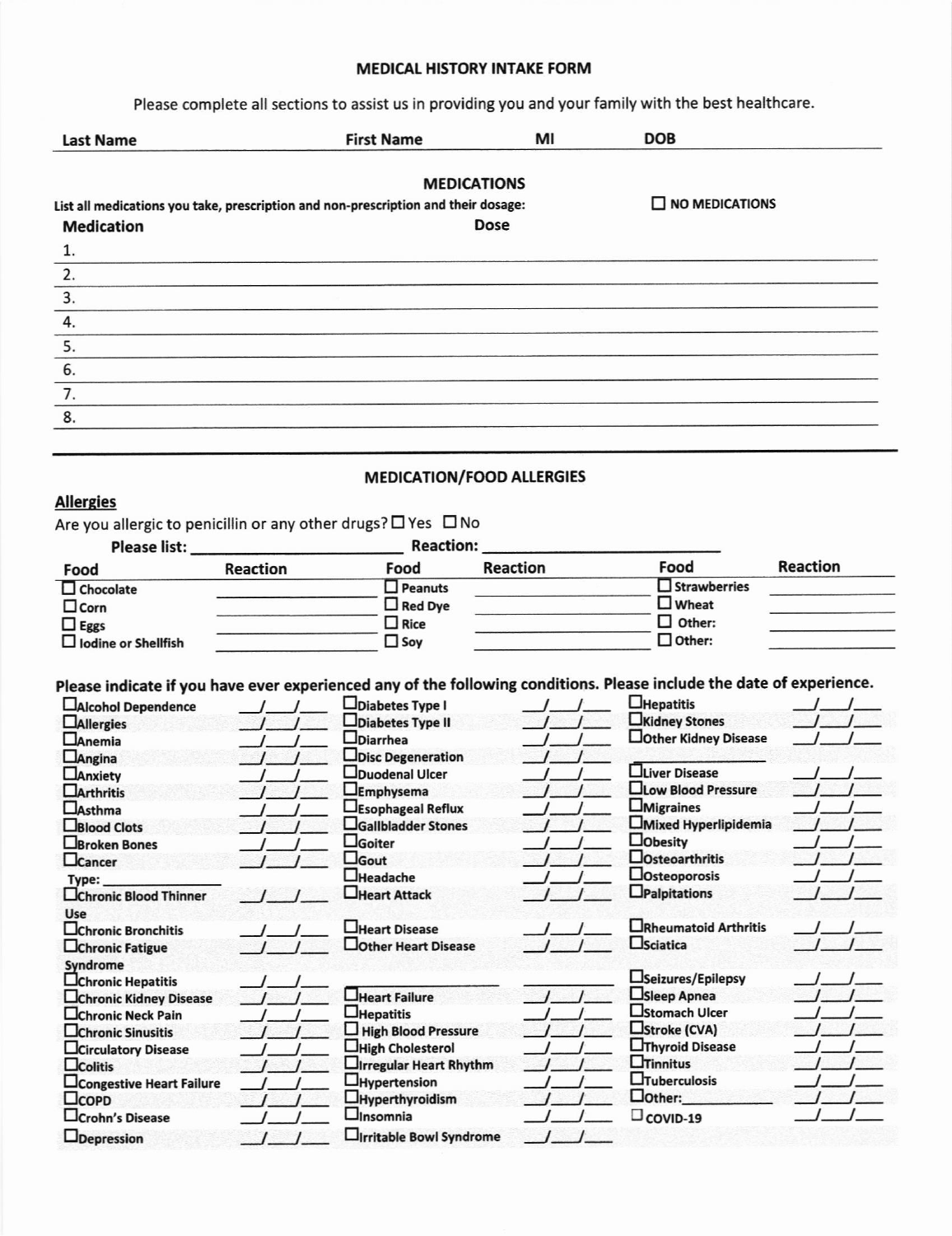# MEDICAL HISTORY INTAKE FORM

Please complete all sections to assist us in providing you and your family with the best healthcare.

| Last Name | First Name | MI | DOB |
|---|---|---|---|
| | | | |

## MEDICATIONS

List all medications you take, prescription and non-prescription and their dosage:

☐ NO MEDICATIONS

| | Medication | Dose |
|---|---|---|
| 1. | | |
| 2. | | |
| 3. | | |
| 4. | | |
| 5. | | |
| 6. | | |
| 7. | | |
| 8. | | |

## MEDICATION/FOOD ALLERGIES

### Allergies

Are you allergic to penicillin or any other drugs? ☐ Yes ☐ No

Please list: ______________ Reaction: ______________

| Food | Reaction | Food | Reaction | Food | Reaction |
|---|---|---|---|---|---|
| ☐ Chocolate | | ☐ Peanuts | | ☐ Strawberries | |
| ☐ Corn | | ☐ Red Dye | | ☐ Wheat | |
| ☐ Eggs | | ☐ Rice | | ☐ Other: | |
| ☐ Iodine or Shellfish | | ☐ Soy | | ☐ Other: | |

**Please indicate if you have ever experienced any of the following conditions. Please include the date of experience.**

| Condition | Date | Condition | Date | Condition | Date |
|---|---|---|---|---|---|
| ☐ Alcohol Dependence | \_\_/\_\_/\_\_ | ☐ Diabetes Type I | \_\_/\_\_/\_\_ | ☐ Hepatitis | \_\_/\_\_/\_\_ |
| ☐ Allergies | \_\_/\_\_/\_\_ | ☐ Diabetes Type II | \_\_/\_\_/\_\_ | ☐ Kidney Stones | \_\_/\_\_/\_\_ |
| ☐ Anemia | \_\_/\_\_/\_\_ | ☐ Diarrhea | \_\_/\_\_/\_\_ | ☐ Other Kidney Disease | \_\_/\_\_/\_\_ |
| ☐ Angina | \_\_/\_\_/\_\_ | ☐ Disc Degeneration | \_\_/\_\_/\_\_ | | |
| ☐ Anxiety | \_\_/\_\_/\_\_ | ☐ Duodenal Ulcer | \_\_/\_\_/\_\_ | ☐ Liver Disease | \_\_/\_\_/\_\_ |
| ☐ Arthritis | \_\_/\_\_/\_\_ | ☐ Emphysema | \_\_/\_\_/\_\_ | ☐ Low Blood Pressure | \_\_/\_\_/\_\_ |
| ☐ Asthma | \_\_/\_\_/\_\_ | ☐ Esophageal Reflux | \_\_/\_\_/\_\_ | ☐ Migraines | \_\_/\_\_/\_\_ |
| ☐ Blood Clots | \_\_/\_\_/\_\_ | ☐ Gallbladder Stones | \_\_/\_\_/\_\_ | ☐ Mixed Hyperlipidemia | \_\_/\_\_/\_\_ |
| ☐ Broken Bones | \_\_/\_\_/\_\_ | ☐ Goiter | \_\_/\_\_/\_\_ | ☐ Obesity | \_\_/\_\_/\_\_ |
| ☐ Cancer | \_\_/\_\_/\_\_ | ☐ Gout | \_\_/\_\_/\_\_ | ☐ Osteoarthritis | \_\_/\_\_/\_\_ |
| Type: ______ | | ☐ Headache | \_\_/\_\_/\_\_ | ☐ Osteoporosis | \_\_/\_\_/\_\_ |
| ☐ Chronic Blood Thinner Use | \_\_/\_\_/\_\_ | ☐ Heart Attack | \_\_/\_\_/\_\_ | ☐ Palpitations | \_\_/\_\_/\_\_ |
| ☐ Chronic Bronchitis | \_\_/\_\_/\_\_ | ☐ Heart Disease | \_\_/\_\_/\_\_ | ☐ Rheumatoid Arthritis | \_\_/\_\_/\_\_ |
| ☐ Chronic Fatigue Syndrome | \_\_/\_\_/\_\_ | ☐ Other Heart Disease | \_\_/\_\_/\_\_ | ☐ Sciatica | \_\_/\_\_/\_\_ |
| ☐ Chronic Hepatitis | \_\_/\_\_/\_\_ | | | ☐ Seizures/Epilepsy | \_\_/\_\_/\_\_ |
| ☐ Chronic Kidney Disease | \_\_/\_\_/\_\_ | ☐ Heart Failure | \_\_/\_\_/\_\_ | ☐ Sleep Apnea | \_\_/\_\_/\_\_ |
| ☐ Chronic Neck Pain | \_\_/\_\_/\_\_ | ☐ Hepatitis | \_\_/\_\_/\_\_ | ☐ Stomach Ulcer | \_\_/\_\_/\_\_ |
| ☐ Chronic Sinusitis | \_\_/\_\_/\_\_ | ☐ High Blood Pressure | \_\_/\_\_/\_\_ | ☐ Stroke (CVA) | \_\_/\_\_/\_\_ |
| ☐ Circulatory Disease | \_\_/\_\_/\_\_ | ☐ High Cholesterol | \_\_/\_\_/\_\_ | ☐ Thyroid Disease | \_\_/\_\_/\_\_ |
| ☐ Colitis | \_\_/\_\_/\_\_ | ☐ Irregular Heart Rhythm | \_\_/\_\_/\_\_ | ☐ Tinnitus | \_\_/\_\_/\_\_ |
| ☐ Congestive Heart Failure | \_\_/\_\_/\_\_ | ☐ Hypertension | \_\_/\_\_/\_\_ | ☐ Tuberculosis | \_\_/\_\_/\_\_ |
| ☐ COPD | \_\_/\_\_/\_\_ | ☐ Hyperthyroidism | \_\_/\_\_/\_\_ | ☐ Other: ______ | \_\_/\_\_/\_\_ |
| ☐ Crohn's Disease | \_\_/\_\_/\_\_ | ☐ Insomnia | \_\_/\_\_/\_\_ | ☐ COVID-19 | \_\_/\_\_/\_\_ |
| ☐ Depression | \_\_/\_\_/\_\_ | ☐ Irritable Bowl Syndrome | \_\_/\_\_/\_\_ | | |